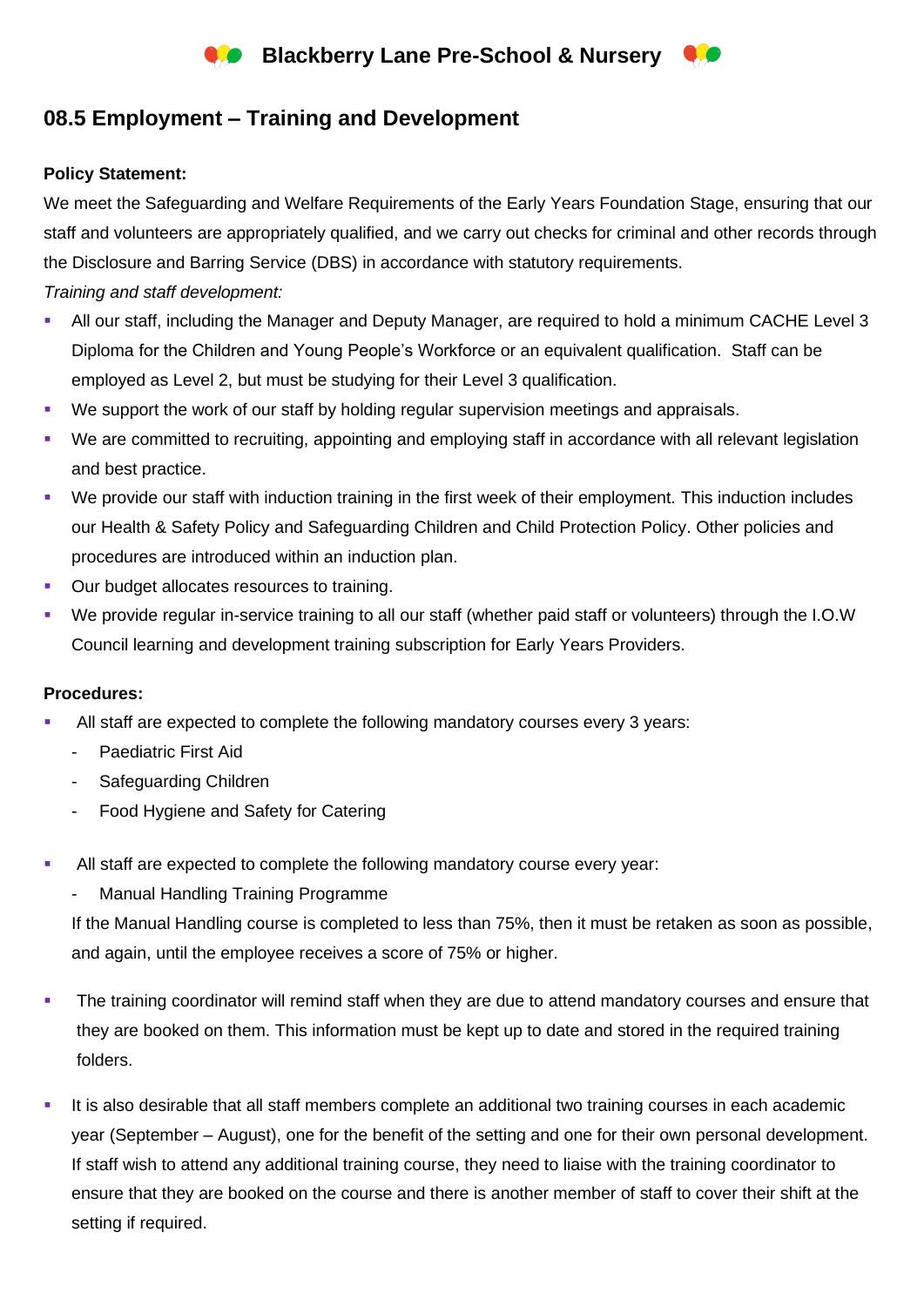# Blackberry Lane Pre-School & Nursery

## 08.5 Employment – Training and Development

**Policy Statement:**

We meet the Safeguarding and Welfare Requirements of the Early Years Foundation Stage, ensuring that our staff and volunteers are appropriately qualified, and we carry out checks for criminal and other records through the Disclosure and Barring Service (DBS) in accordance with statutory requirements.

*Training and staff development:*

- All our staff, including the Manager and Deputy Manager, are required to hold a minimum CACHE Level 3 Diploma for the Children and Young People's Workforce or an equivalent qualification. Staff can be employed as Level 2, but must be studying for their Level 3 qualification.
- We support the work of our staff by holding regular supervision meetings and appraisals.
- We are committed to recruiting, appointing and employing staff in accordance with all relevant legislation and best practice.
- We provide our staff with induction training in the first week of their employment. This induction includes our Health & Safety Policy and Safeguarding Children and Child Protection Policy. Other policies and procedures are introduced within an induction plan.
- Our budget allocates resources to training.
- We provide regular in-service training to all our staff (whether paid staff or volunteers) through the I.O.W Council learning and development training subscription for Early Years Providers.

**Procedures:**

- All staff are expected to complete the following mandatory courses every 3 years:
  - Paediatric First Aid
  - Safeguarding Children
  - Food Hygiene and Safety for Catering

- All staff are expected to complete the following mandatory course every year:
  - Manual Handling Training Programme

  If the Manual Handling course is completed to less than 75%, then it must be retaken as soon as possible, and again, until the employee receives a score of 75% or higher.

- The training coordinator will remind staff when they are due to attend mandatory courses and ensure that they are booked on them. This information must be kept up to date and stored in the required training folders.

- It is also desirable that all staff members complete an additional two training courses in each academic year (September – August), one for the benefit of the setting and one for their own personal development. If staff wish to attend any additional training course, they need to liaise with the training coordinator to ensure that they are booked on the course and there is another member of staff to cover their shift at the setting if required.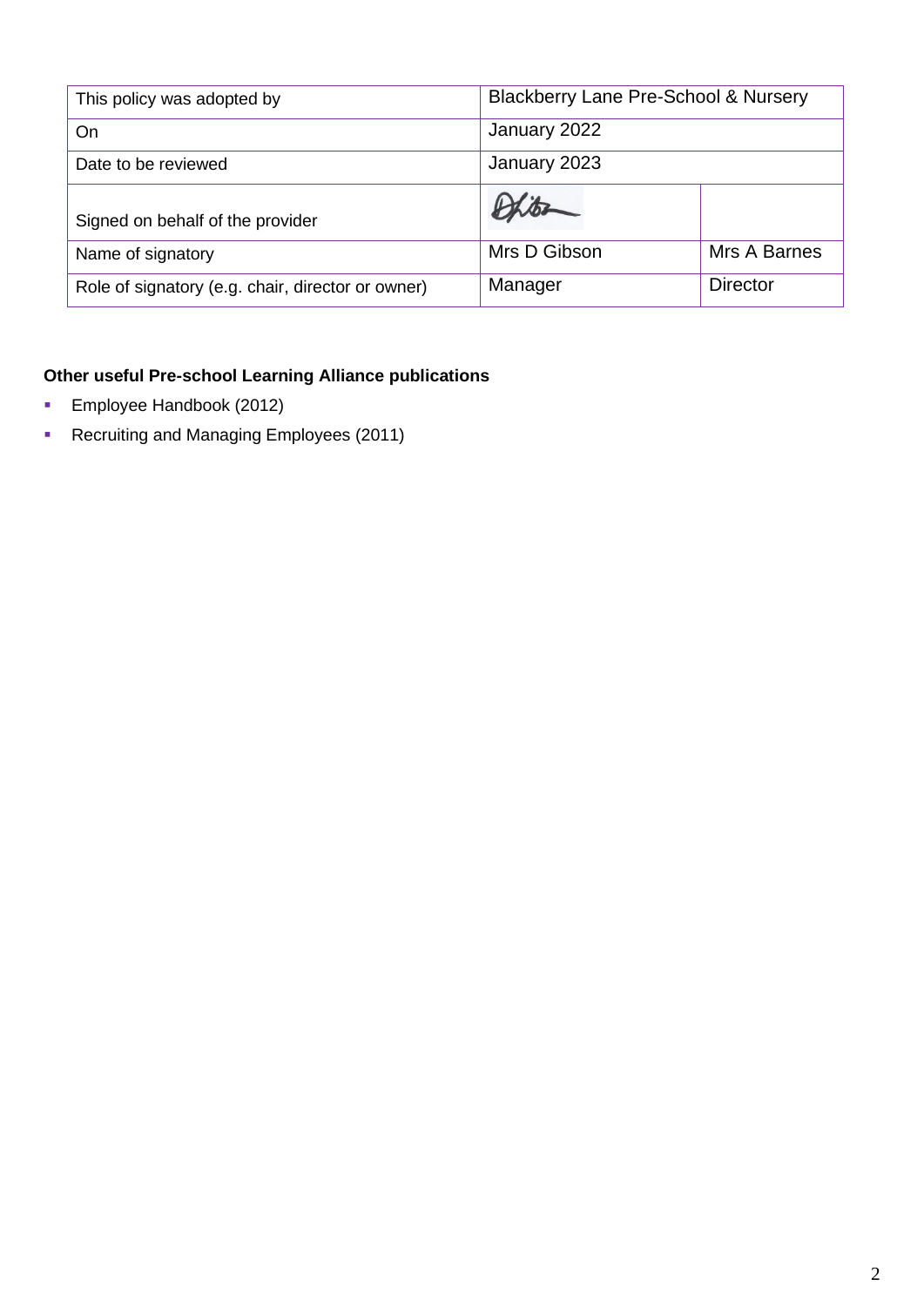| | | |
|---|---|---|
| This policy was adopted by | Blackberry Lane Pre-School & Nursery | |
| On | January 2022 | |
| Date to be reviewed | January 2023 | |
| Signed on behalf of the provider | | |
| Name of signatory | Mrs D Gibson | Mrs A Barnes |
| Role of signatory (e.g. chair, director or owner) | Manager | Director |

**Other useful Pre-school Learning Alliance publications**

- Employee Handbook (2012)
- Recruiting and Managing Employees (2011)